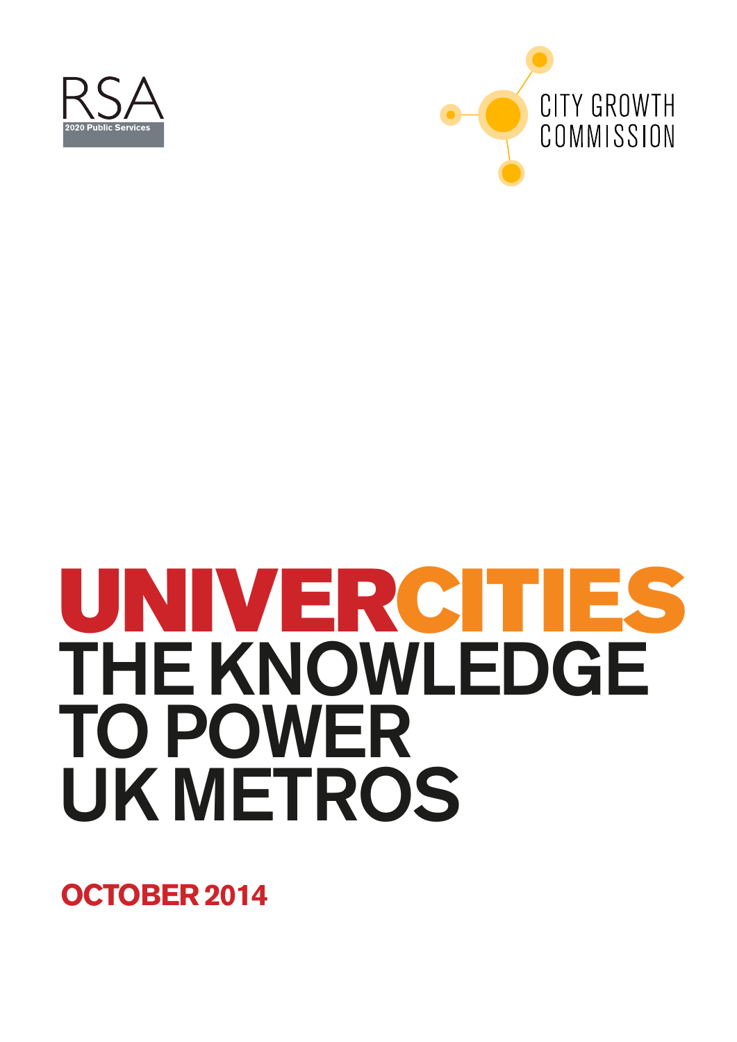RSA

2020 Public Services

CITY GROWTH COMMISSION

# UNIVERCITIES THE KNOWLEDGE TO POWER UK METROS

**OCTOBER 2014**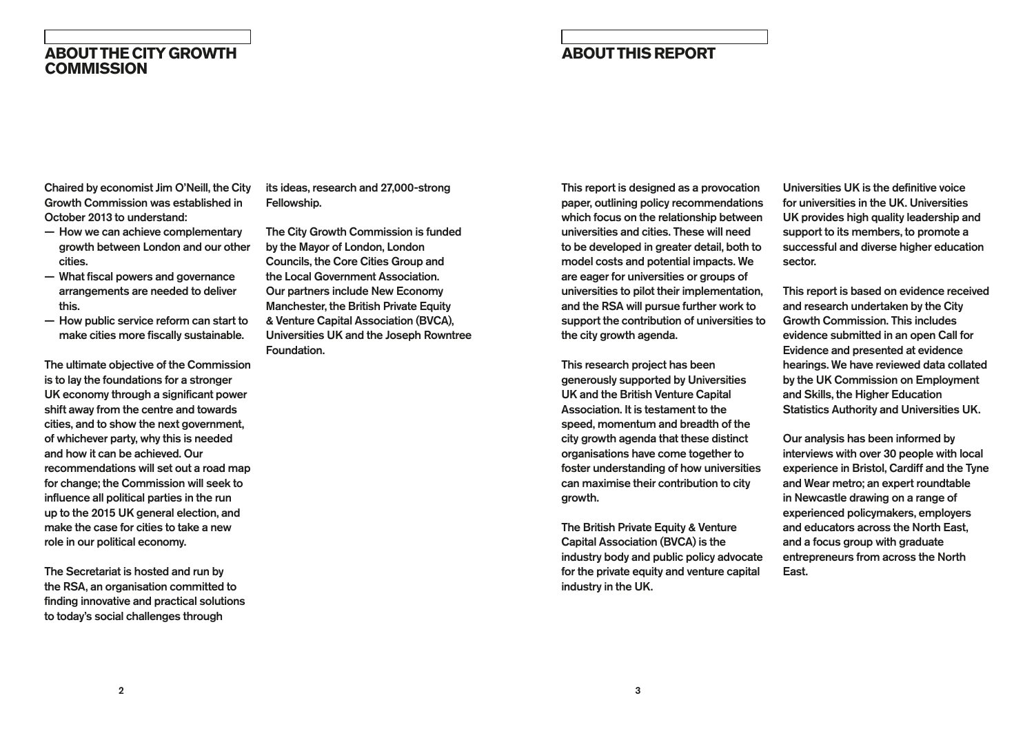## ABOUT THE CITY GROWTH COMMISSION

Chaired by economist Jim O'Neill, the City Growth Commission was established in October 2013 to understand:

- How we can achieve complementary growth between London and our other cities.
- What fiscal powers and governance arrangements are needed to deliver this.
- How public service reform can start to make cities more fiscally sustainable.

The ultimate objective of the Commission is to lay the foundations for a stronger UK economy through a significant power shift away from the centre and towards cities, and to show the next government, of whichever party, why this is needed and how it can be achieved. Our recommendations will set out a road map for change; the Commission will seek to influence all political parties in the run up to the 2015 UK general election, and make the case for cities to take a new role in our political economy.

The Secretariat is hosted and run by the RSA, an organisation committed to finding innovative and practical solutions to today's social challenges through its ideas, research and 27,000-strong Fellowship.

The City Growth Commission is funded by the Mayor of London, London Councils, the Core Cities Group and the Local Government Association. Our partners include New Economy Manchester, the British Private Equity & Venture Capital Association (BVCA), Universities UK and the Joseph Rowntree Foundation.

## ABOUT THIS REPORT

This report is designed as a provocation paper, outlining policy recommendations which focus on the relationship between universities and cities. These will need to be developed in greater detail, both to model costs and potential impacts. We are eager for universities or groups of universities to pilot their implementation, and the RSA will pursue further work to support the contribution of universities to the city growth agenda.

This research project has been generously supported by Universities UK and the British Venture Capital Association. It is testament to the speed, momentum and breadth of the city growth agenda that these distinct organisations have come together to foster understanding of how universities can maximise their contribution to city growth.

The British Private Equity & Venture Capital Association (BVCA) is the industry body and public policy advocate for the private equity and venture capital industry in the UK.

Universities UK is the definitive voice for universities in the UK. Universities UK provides high quality leadership and support to its members, to promote a successful and diverse higher education sector.

This report is based on evidence received and research undertaken by the City Growth Commission. This includes evidence submitted in an open Call for Evidence and presented at evidence hearings. We have reviewed data collated by the UK Commission on Employment and Skills, the Higher Education Statistics Authority and Universities UK.

Our analysis has been informed by interviews with over 30 people with local experience in Bristol, Cardiff and the Tyne and Wear metro; an expert roundtable in Newcastle drawing on a range of experienced policymakers, employers and educators across the North East, and a focus group with graduate entrepreneurs from across the North East.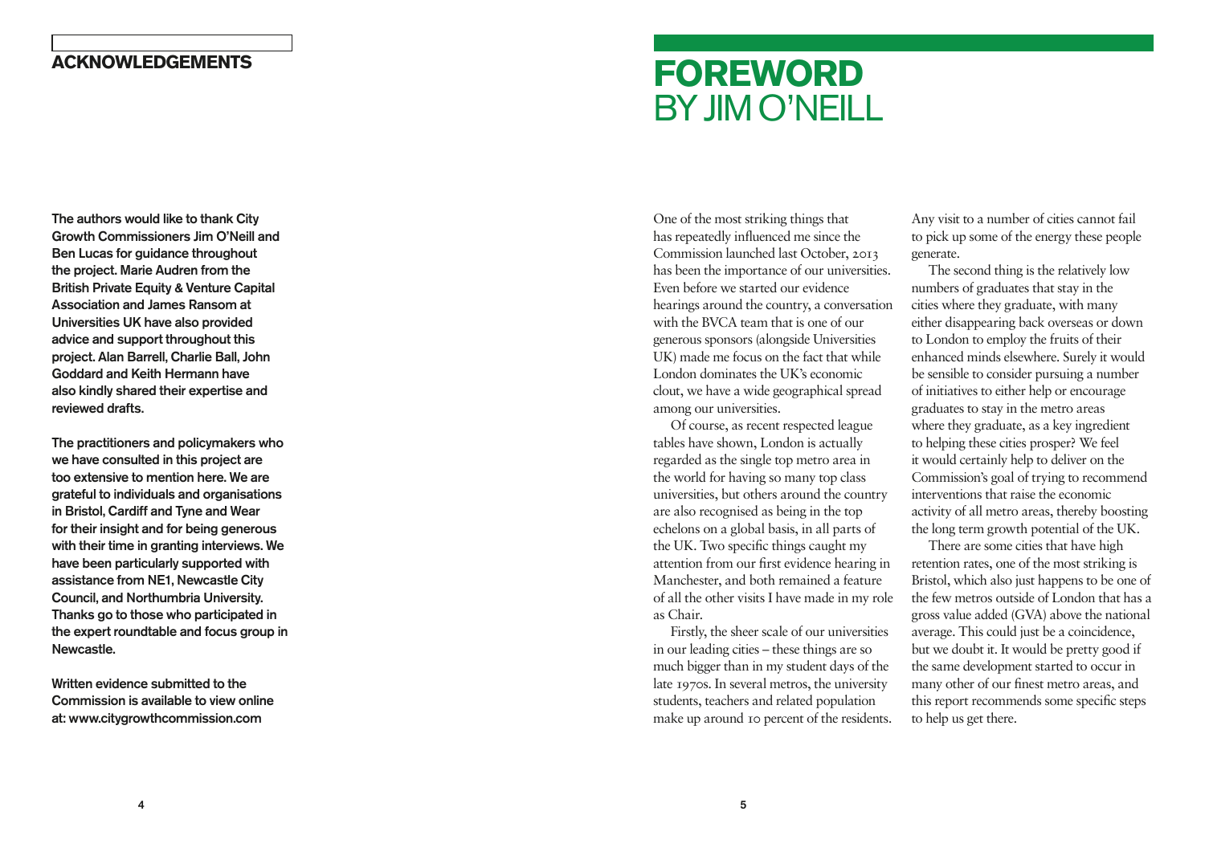## ACKNOWLEDGEMENTS

**The authors would like to thank City Growth Commissioners Jim O'Neill and Ben Lucas for guidance throughout the project. Marie Audren from the British Private Equity & Venture Capital Association and James Ransom at Universities UK have also provided advice and support throughout this project. Alan Barrell, Charlie Ball, John Goddard and Keith Hermann have also kindly shared their expertise and reviewed drafts.**

**The practitioners and policymakers who we have consulted in this project are too extensive to mention here. We are grateful to individuals and organisations in Bristol, Cardiff and Tyne and Wear for their insight and for being generous with their time in granting interviews. We have been particularly supported with assistance from NE1, Newcastle City Council, and Northumbria University. Thanks go to those who participated in the expert roundtable and focus group in Newcastle.**

**Written evidence submitted to the Commission is available to view online at: www.citygrowthcommission.com**

# FOREWORD BY JIM O'NEILL

One of the most striking things that has repeatedly influenced me since the Commission launched last October, 2013 has been the importance of our universities. Even before we started our evidence hearings around the country, a conversation with the BVCA team that is one of our generous sponsors (alongside Universities UK) made me focus on the fact that while London dominates the UK's economic clout, we have a wide geographical spread among our universities.

Of course, as recent respected league tables have shown, London is actually regarded as the single top metro area in the world for having so many top class universities, but others around the country are also recognised as being in the top echelons on a global basis, in all parts of the UK. Two specific things caught my attention from our first evidence hearing in Manchester, and both remained a feature of all the other visits I have made in my role as Chair.

Firstly, the sheer scale of our universities in our leading cities – these things are so much bigger than in my student days of the late 1970s. In several metros, the university students, teachers and related population make up around 10 percent of the residents. Any visit to a number of cities cannot fail to pick up some of the energy these people generate.

The second thing is the relatively low numbers of graduates that stay in the cities where they graduate, with many either disappearing back overseas or down to London to employ the fruits of their enhanced minds elsewhere. Surely it would be sensible to consider pursuing a number of initiatives to either help or encourage graduates to stay in the metro areas where they graduate, as a key ingredient to helping these cities prosper? We feel it would certainly help to deliver on the Commission's goal of trying to recommend interventions that raise the economic activity of all metro areas, thereby boosting the long term growth potential of the UK.

There are some cities that have high retention rates, one of the most striking is Bristol, which also just happens to be one of the few metros outside of London that has a gross value added (GVA) above the national average. This could just be a coincidence, but we doubt it. It would be pretty good if the same development started to occur in many other of our finest metro areas, and this report recommends some specific steps to help us get there.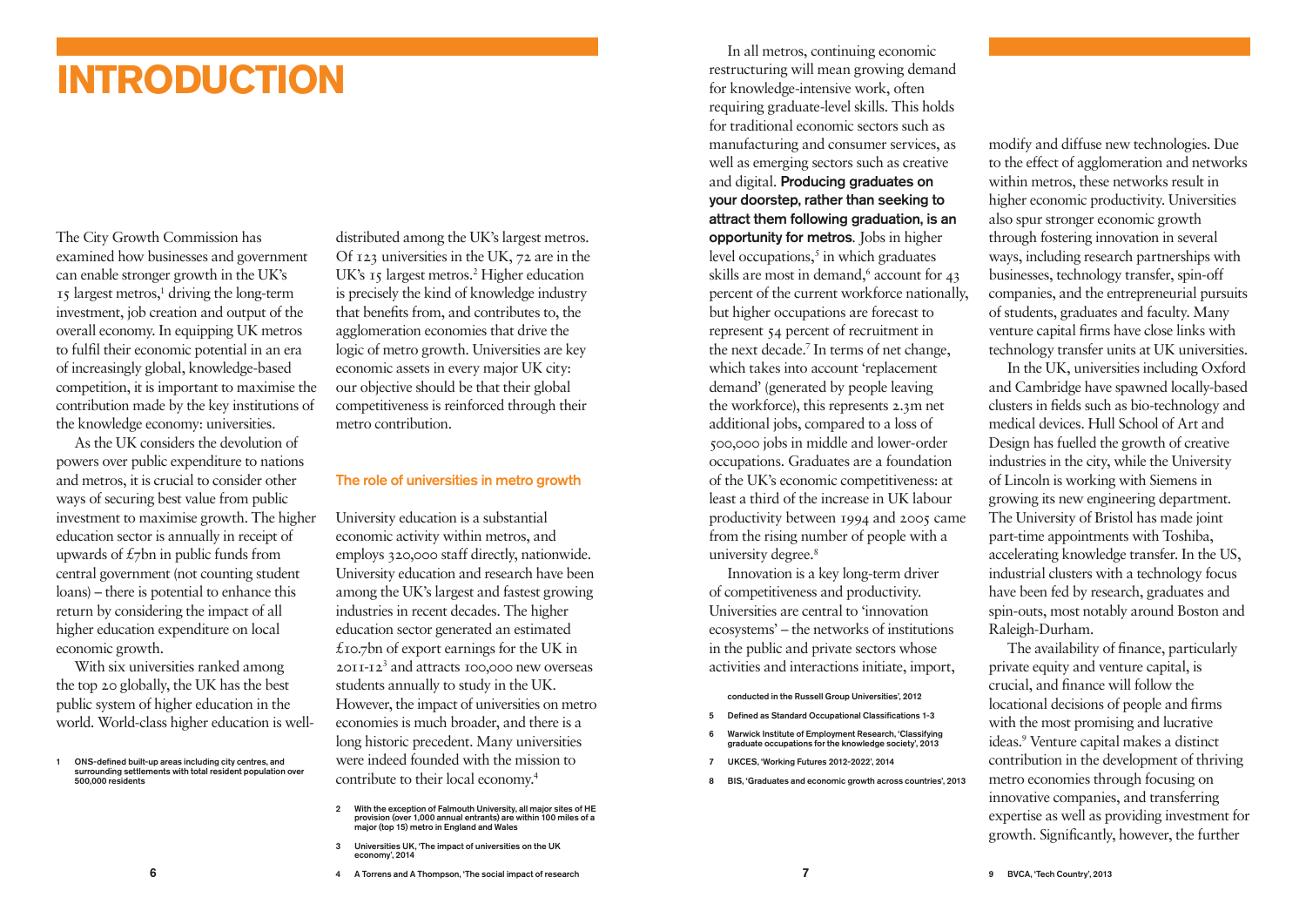# INTRODUCTION

The City Growth Commission has examined how businesses and government can enable stronger growth in the UK's 15 largest metros,[1] driving the long-term investment, job creation and output of the overall economy. In equipping UK metros to fulfil their economic potential in an era of increasingly global, knowledge-based competition, it is important to maximise the contribution made by the key institutions of the knowledge economy: universities.

As the UK considers the devolution of powers over public expenditure to nations and metros, it is crucial to consider other ways of securing best value from public investment to maximise growth. The higher education sector is annually in receipt of upwards of £7bn in public funds from central government (not counting student loans) – there is potential to enhance this return by considering the impact of all higher education expenditure on local economic growth.

With six universities ranked among the top 20 globally, the UK has the best public system of higher education in the world. World-class higher education is well-distributed among the UK's largest metros. Of 123 universities in the UK, 72 are in the UK's 15 largest metros.[2] Higher education is precisely the kind of knowledge industry that benefits from, and contributes to, the agglomeration economies that drive the logic of metro growth. Universities are key economic assets in every major UK city: our objective should be that their global competitiveness is reinforced through their metro contribution.

## The role of universities in metro growth

University education is a substantial economic activity within metros, and employs 320,000 staff directly, nationwide. University education and research have been among the UK's largest and fastest growing industries in recent decades. The higher education sector generated an estimated £10.7bn of export earnings for the UK in 2011-12[3] and attracts 100,000 new overseas students annually to study in the UK. However, the impact of universities on metro economies is much broader, and there is a long historic precedent. Many universities were indeed founded with the mission to contribute to their local economy.[4]

In all metros, continuing economic restructuring will mean growing demand for knowledge-intensive work, often requiring graduate-level skills. This holds for traditional economic sectors such as manufacturing and consumer services, as well as emerging sectors such as creative and digital. **Producing graduates on your doorstep, rather than seeking to attract them following graduation, is an opportunity for metros**. Jobs in higher level occupations,[5] in which graduates skills are most in demand,[6] account for 43 percent of the current workforce nationally, but higher occupations are forecast to represent 54 percent of recruitment in the next decade.[7] In terms of net change, which takes into account 'replacement demand' (generated by people leaving the workforce), this represents 2.3m net additional jobs, compared to a loss of 500,000 jobs in middle and lower-order occupations. Graduates are a foundation of the UK's economic competitiveness: at least a third of the increase in UK labour productivity between 1994 and 2005 came from the rising number of people with a university degree.[8]

Innovation is a key long-term driver of competitiveness and productivity. Universities are central to 'innovation ecosystems' – the networks of institutions in the public and private sectors whose activities and interactions initiate, import, modify and diffuse new technologies. Due to the effect of agglomeration and networks within metros, these networks result in higher economic productivity. Universities also spur stronger economic growth through fostering innovation in several ways, including research partnerships with businesses, technology transfer, spin-off companies, and the entrepreneurial pursuits of students, graduates and faculty. Many venture capital firms have close links with technology transfer units at UK universities.

In the UK, universities including Oxford and Cambridge have spawned locally-based clusters in fields such as bio-technology and medical devices. Hull School of Art and Design has fuelled the growth of creative industries in the city, while the University of Lincoln is working with Siemens in growing its new engineering department. The University of Bristol has made joint part-time appointments with Toshiba, accelerating knowledge transfer. In the US, industrial clusters with a technology focus have been fed by research, graduates and spin-outs, most notably around Boston and Raleigh-Durham.

The availability of finance, particularly private equity and venture capital, is crucial, and finance will follow the locational decisions of people and firms with the most promising and lucrative ideas.[9] Venture capital makes a distinct contribution in the development of thriving metro economies through focusing on innovative companies, and transferring expertise as well as providing investment for growth. Significantly, however, the further

---

1 ONS-defined built-up areas including city centres, and surrounding settlements with total resident population over 500,000 residents

2 With the exception of Falmouth University, all major sites of HE provision (over 1,000 annual entrants) are within 100 miles of a major (top 15) metro in England and Wales

3 Universities UK, 'The impact of universities on the UK economy', 2014

4 A Torrens and A Thompson, 'The social impact of research conducted in the Russell Group Universities', 2012

5 Defined as Standard Occupational Classifications 1-3

6 Warwick Institute of Employment Research, 'Classifying graduate occupations for the knowledge society', 2013

7 UKCES, 'Working Futures 2012-2022', 2014

8 BIS, 'Graduates and economic growth across countries', 2013

9 BVCA, 'Tech Country', 2013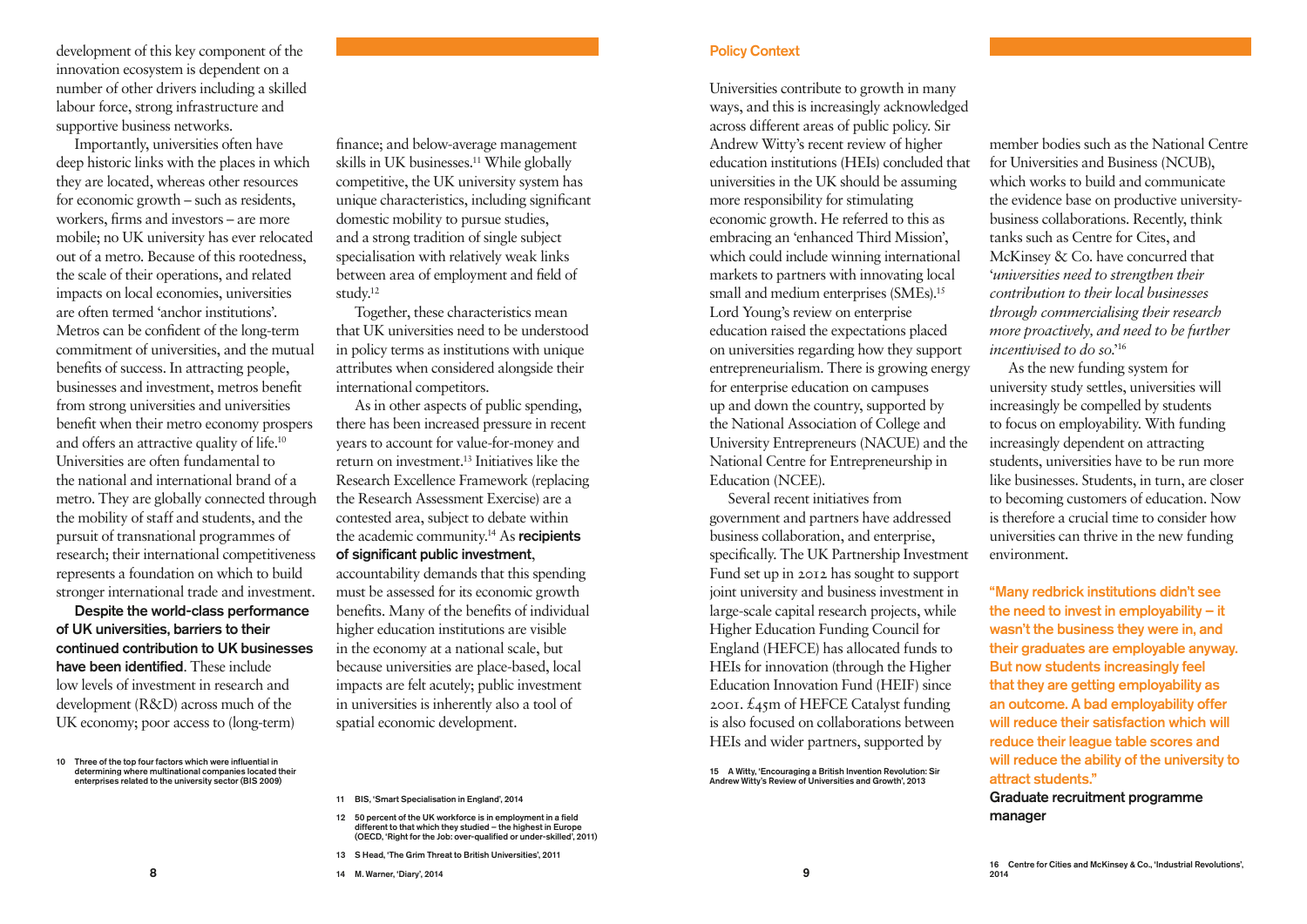development of this key component of the innovation ecosystem is dependent on a number of other drivers including a skilled labour force, strong infrastructure and supportive business networks.

Importantly, universities often have deep historic links with the places in which they are located, whereas other resources for economic growth – such as residents, workers, firms and investors – are more mobile; no UK university has ever relocated out of a metro. Because of this rootedness, the scale of their operations, and related impacts on local economies, universities are often termed 'anchor institutions'. Metros can be confident of the long-term commitment of universities, and the mutual benefits of success. In attracting people, businesses and investment, metros benefit from strong universities and universities benefit when their metro economy prospers and offers an attractive quality of life.[10] Universities are often fundamental to the national and international brand of a metro. They are globally connected through the mobility of staff and students, and the pursuit of transnational programmes of research; their international competitiveness represents a foundation on which to build stronger international trade and investment.

**Despite the world-class performance of UK universities, barriers to their continued contribution to UK businesses have been identified**. These include low levels of investment in research and development (R&D) across much of the UK economy; poor access to (long-term) finance; and below-average management skills in UK businesses.[11] While globally competitive, the UK university system has unique characteristics, including significant domestic mobility to pursue studies, and a strong tradition of single subject specialisation with relatively weak links between area of employment and field of study.[12]

Together, these characteristics mean that UK universities need to be understood in policy terms as institutions with unique attributes when considered alongside their international competitors.

As in other aspects of public spending, there has been increased pressure in recent years to account for value-for-money and return on investment.[13] Initiatives like the Research Excellence Framework (replacing the Research Assessment Exercise) are a contested area, subject to debate within the academic community.[14] As **recipients of significant public investment**, accountability demands that this spending must be assessed for its economic growth benefits. Many of the benefits of individual higher education institutions are visible in the economy at a national scale, but because universities are place-based, local impacts are felt acutely; public investment in universities is inherently also a tool of spatial economic development.

10 Three of the top four factors which were influential in determining where multinational companies located their enterprises related to the university sector (BIS 2009)

11 BIS, 'Smart Specialisation in England', 2014

12 50 percent of the UK workforce is in employment in a field different to that which they studied – the highest in Europe (OECD, 'Right for the Job: over-qualified or under-skilled', 2011)

13 S Head, 'The Grim Threat to British Universities', 2011

14 M. Warner, 'Diary', 2014

## Policy Context

Universities contribute to growth in many ways, and this is increasingly acknowledged across different areas of public policy. Sir Andrew Witty's recent review of higher education institutions (HEIs) concluded that universities in the UK should be assuming more responsibility for stimulating economic growth. He referred to this as embracing an 'enhanced Third Mission', which could include winning international markets to partners with innovating local small and medium enterprises (SMEs).[15] Lord Young's review on enterprise education raised the expectations placed on universities regarding how they support entrepreneurialism. There is growing energy for enterprise education on campuses up and down the country, supported by the National Association of College and University Entrepreneurs (NACUE) and the National Centre for Entrepreneurship in Education (NCEE).

Several recent initiatives from government and partners have addressed business collaboration, and enterprise, specifically. The UK Partnership Investment Fund set up in 2012 has sought to support joint university and business investment in large-scale capital research projects, while Higher Education Funding Council for England (HEFCE) has allocated funds to HEIs for innovation (through the Higher Education Innovation Fund (HEIF) since 2001. £45m of HEFCE Catalyst funding is also focused on collaborations between HEIs and wider partners, supported by member bodies such as the National Centre for Universities and Business (NCUB), which works to build and communicate the evidence base on productive university-business collaborations. Recently, think tanks such as Centre for Cites, and McKinsey & Co. have concurred that '*universities need to strengthen their contribution to their local businesses through commercialising their research more proactively, and need to be further incentivised to do so.*'[16]

As the new funding system for university study settles, universities will increasingly be compelled by students to focus on employability. With funding increasingly dependent on attracting students, universities have to be run more like businesses. Students, in turn, are closer to becoming customers of education. Now is therefore a crucial time to consider how universities can thrive in the new funding environment.

> **"Many redbrick institutions didn't see the need to invest in employability – it wasn't the business they were in, and their graduates are employable anyway. But now students increasingly feel that they are getting employability as an outcome. A bad employability offer will reduce their satisfaction which will reduce their league table scores and will reduce the ability of the university to attract students."**
>
> **Graduate recruitment programme manager**

15 A Witty, 'Encouraging a British Invention Revolution: Sir Andrew Witty's Review of Universities and Growth', 2013

16 Centre for Cities and McKinsey & Co., 'Industrial Revolutions', 2014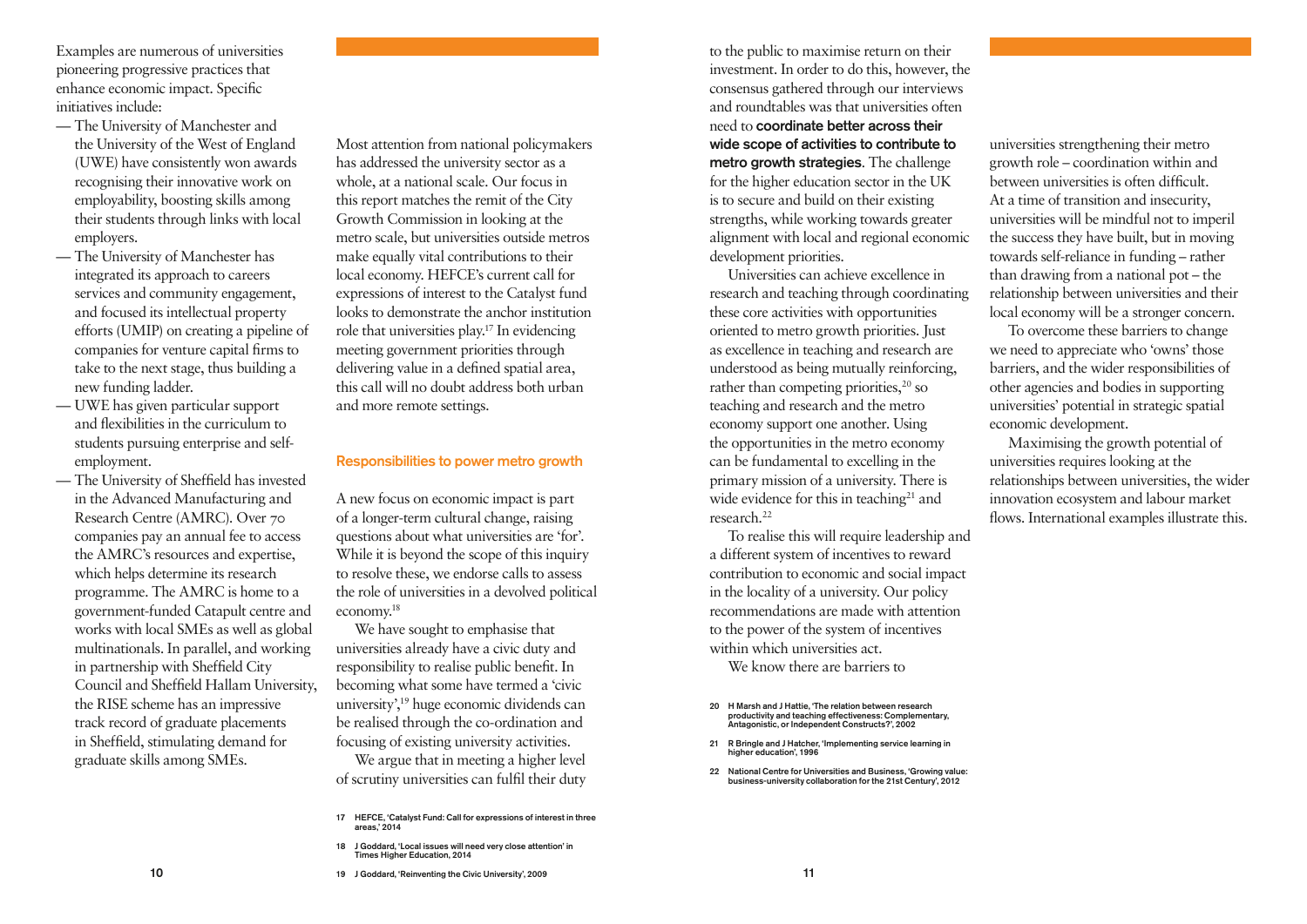Examples are numerous of universities pioneering progressive practices that enhance economic impact. Specific initiatives include:

- The University of Manchester and the University of the West of England (UWE) have consistently won awards recognising their innovative work on employability, boosting skills among their students through links with local employers.
- The University of Manchester has integrated its approach to careers services and community engagement, and focused its intellectual property efforts (UMIP) on creating a pipeline of companies for venture capital firms to take to the next stage, thus building a new funding ladder.
- UWE has given particular support and flexibilities in the curriculum to students pursuing enterprise and self-employment.
- The University of Sheffield has invested in the Advanced Manufacturing and Research Centre (AMRC). Over 70 companies pay an annual fee to access the AMRC's resources and expertise, which helps determine its research programme. The AMRC is home to a government-funded Catapult centre and works with local SMEs as well as global multinationals. In parallel, and working in partnership with Sheffield City Council and Sheffield Hallam University, the RISE scheme has an impressive track record of graduate placements in Sheffield, stimulating demand for graduate skills among SMEs.

Most attention from national policymakers has addressed the university sector as a whole, at a national scale. Our focus in this report matches the remit of the City Growth Commission in looking at the metro scale, but universities outside metros make equally vital contributions to their local economy. HEFCE's current call for expressions of interest to the Catalyst fund looks to demonstrate the anchor institution role that universities play.[17] In evidencing meeting government priorities through delivering value in a defined spatial area, this call will no doubt address both urban and more remote settings.

## Responsibilities to power metro growth

A new focus on economic impact is part of a longer-term cultural change, raising questions about what universities are 'for'. While it is beyond the scope of this inquiry to resolve these, we endorse calls to assess the role of universities in a devolved political economy.[18]

We have sought to emphasise that universities already have a civic duty and responsibility to realise public benefit. In becoming what some have termed a 'civic university',[19] huge economic dividends can be realised through the co-ordination and focusing of existing university activities.

We argue that in meeting a higher level of scrutiny universities can fulfil their duty to the public to maximise return on their investment. In order to do this, however, the consensus gathered through our interviews and roundtables was that universities often need to **coordinate better across their wide scope of activities to contribute to metro growth strategies**. The challenge for the higher education sector in the UK is to secure and build on their existing strengths, while working towards greater alignment with local and regional economic development priorities.

Universities can achieve excellence in research and teaching through coordinating these core activities with opportunities oriented to metro growth priorities. Just as excellence in teaching and research are understood as being mutually reinforcing, rather than competing priorities,[20] so teaching and research and the metro economy support one another. Using the opportunities in the metro economy can be fundamental to excelling in the primary mission of a university. There is wide evidence for this in teaching[21] and research.[22]

To realise this will require leadership and a different system of incentives to reward contribution to economic and social impact in the locality of a university. Our policy recommendations are made with attention to the power of the system of incentives within which universities act.

We know there are barriers to universities strengthening their metro growth role – coordination within and between universities is often difficult. At a time of transition and insecurity, universities will be mindful not to imperil the success they have built, but in moving towards self-reliance in funding – rather than drawing from a national pot – the relationship between universities and their local economy will be a stronger concern.

To overcome these barriers to change we need to appreciate who 'owns' those barriers, and the wider responsibilities of other agencies and bodies in supporting universities' potential in strategic spatial economic development.

Maximising the growth potential of universities requires looking at the relationships between universities, the wider innovation ecosystem and labour market flows. International examples illustrate this.

17 HEFCE, 'Catalyst Fund: Call for expressions of interest in three areas,' 2014

18 J Goddard, 'Local issues will need very close attention' in Times Higher Education, 2014

19 J Goddard, 'Reinventing the Civic University', 2009

20 H Marsh and J Hattie, 'The relation between research productivity and teaching effectiveness: Complementary, Antagonistic, or Independent Constructs?', 2002

21 R Bringle and J Hatcher, 'Implementing service learning in higher education', 1996

22 National Centre for Universities and Business, 'Growing value: business-university collaboration for the 21st Century', 2012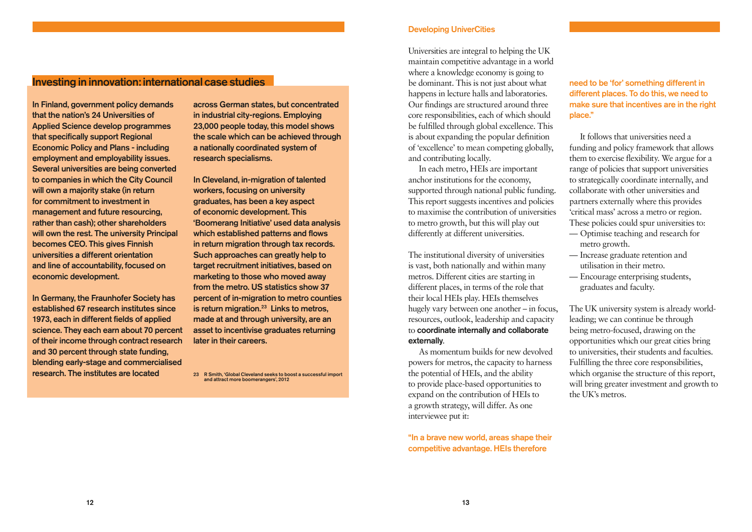## Investing in innovation: international case studies

**In Finland, government policy demands that the nation's 24 Universities of Applied Science develop programmes that specifically support Regional Economic Policy and Plans - including employment and employability issues. Several universities are being converted to companies in which the City Council will own a majority stake (in return for commitment to investment in management and future resourcing, rather than cash); other shareholders will own the rest. The university Principal becomes CEO. This gives Finnish universities a different orientation and line of accountability, focused on economic development.**

**In Germany, the Fraunhofer Society has established 67 research institutes since 1973, each in different fields of applied science. They each earn about 70 percent of their income through contract research and 30 percent through state funding, blending early-stage and commercialised research. The institutes are located across German states, but concentrated in industrial city-regions. Employing 23,000 people today, this model shows the scale which can be achieved through a nationally coordinated system of research specialisms.**

**In Cleveland, in-migration of talented workers, focusing on university graduates, has been a key aspect of economic development. This 'Boomerang Initiative' used data analysis which established patterns and flows in return migration through tax records. Such approaches can greatly help to target recruitment initiatives, based on marketing to those who moved away from the metro. US statistics show 37 percent of in-migration to metro counties is return migration.[23] Links to metros, made at and through university, are an asset to incentivise graduates returning later in their careers.**

23 R Smith, 'Global Cleveland seeks to boost a successful import and attract more boomerangers', 2012

## Developing UniverCities

Universities are integral to helping the UK maintain competitive advantage in a world where a knowledge economy is going to be dominant. This is not just about what happens in lecture halls and laboratories. Our findings are structured around three core responsibilities, each of which should be fulfilled through global excellence. This is about expanding the popular definition of 'excellence' to mean competing globally, and contributing locally.

In each metro, HEIs are important anchor institutions for the economy, supported through national public funding. This report suggests incentives and policies to maximise the contribution of universities to metro growth, but this will play out differently at different universities.

The institutional diversity of universities is vast, both nationally and within many metros. Different cities are starting in different places, in terms of the role that their local HEIs play. HEIs themselves hugely vary between one another – in focus, resources, outlook, leadership and capacity to **coordinate internally and collaborate externally**.

As momentum builds for new devolved powers for metros, the capacity to harness the potential of HEIs, and the ability to provide place-based opportunities to expand on the contribution of HEIs to a growth strategy, will differ. As one interviewee put it:

**"In a brave new world, areas shape their competitive advantage. HEIs therefore need to be 'for' something different in different places. To do this, we need to make sure that incentives are in the right place."**

It follows that universities need a funding and policy framework that allows them to exercise flexibility. We argue for a range of policies that support universities to strategically coordinate internally, and collaborate with other universities and partners externally where this provides 'critical mass' across a metro or region. These policies could spur universities to:

- Optimise teaching and research for metro growth.
- Increase graduate retention and utilisation in their metro.
- Encourage enterprising students, graduates and faculty.

The UK university system is already world-leading; we can continue be through being metro-focused, drawing on the opportunities which our great cities bring to universities, their students and faculties. Fulfilling the three core responsibilities, which organise the structure of this report, will bring greater investment and growth to the UK's metros.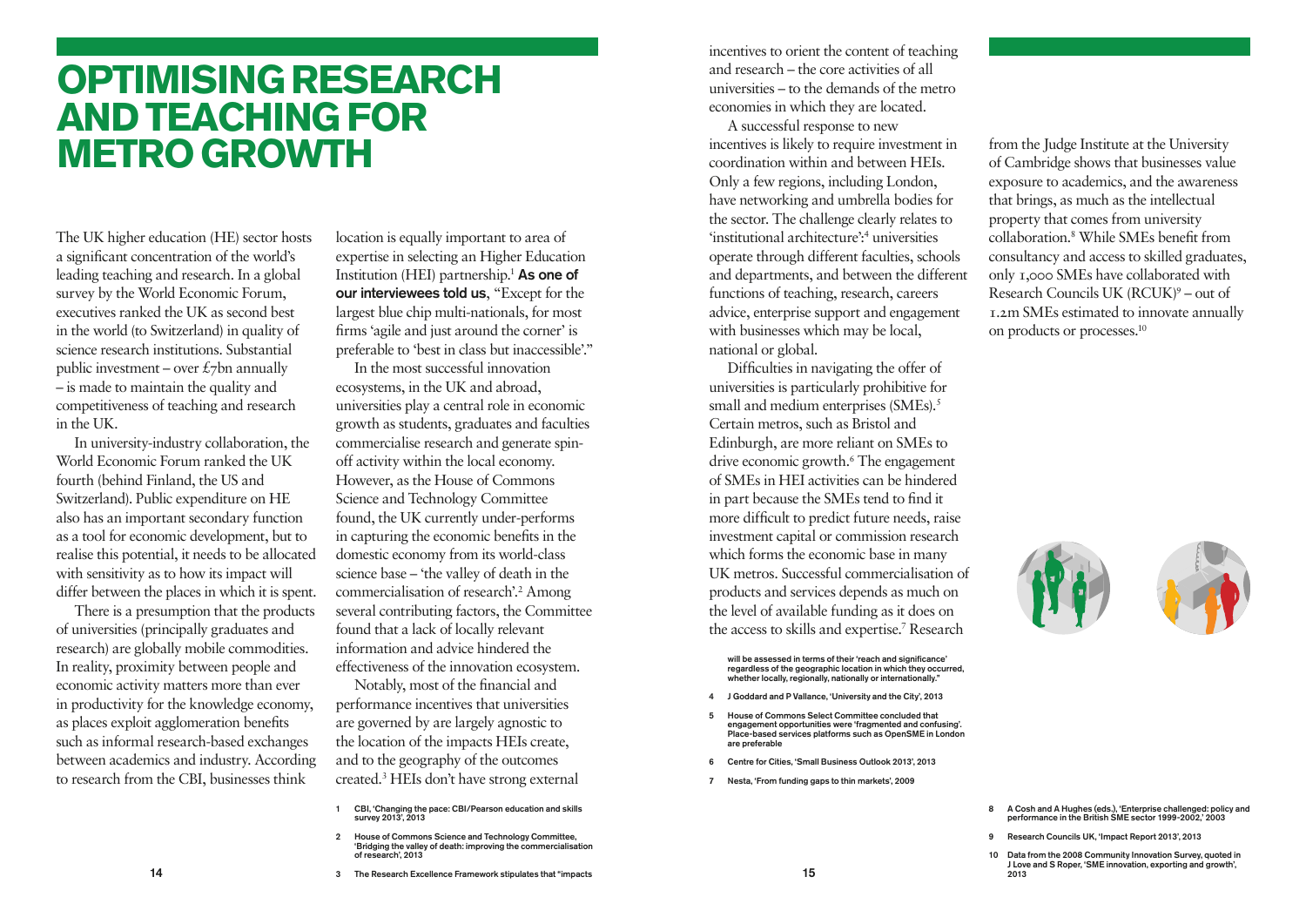# OPTIMISING RESEARCH AND TEACHING FOR METRO GROWTH

The UK higher education (HE) sector hosts a significant concentration of the world's leading teaching and research. In a global survey by the World Economic Forum, executives ranked the UK as second best in the world (to Switzerland) in quality of science research institutions. Substantial public investment – over £7bn annually – is made to maintain the quality and competitiveness of teaching and research in the UK.

In university-industry collaboration, the World Economic Forum ranked the UK fourth (behind Finland, the US and Switzerland). Public expenditure on HE also has an important secondary function as a tool for economic development, but to realise this potential, it needs to be allocated with sensitivity as to how its impact will differ between the places in which it is spent.

There is a presumption that the products of universities (principally graduates and research) are globally mobile commodities. In reality, proximity between people and economic activity matters more than ever in productivity for the knowledge economy, as places exploit agglomeration benefits such as informal research-based exchanges between academics and industry. According to research from the CBI, businesses think location is equally important to area of expertise in selecting an Higher Education Institution (HEI) partnership.[1] **As one of our interviewees told us**, "Except for the largest blue chip multi-nationals, for most firms 'agile and just around the corner' is preferable to 'best in class but inaccessible'."

In the most successful innovation ecosystems, in the UK and abroad, universities play a central role in economic growth as students, graduates and faculties commercialise research and generate spin-off activity within the local economy. However, as the House of Commons Science and Technology Committee found, the UK currently under-performs in capturing the economic benefits in the domestic economy from its world-class science base – 'the valley of death in the commercialisation of research'.[2] Among several contributing factors, the Committee found that a lack of locally relevant information and advice hindered the effectiveness of the innovation ecosystem.

Notably, most of the financial and performance incentives that universities are governed by are largely agnostic to the location of the impacts HEIs create, and to the geography of the outcomes created.[3] HEIs don't have strong external incentives to orient the content of teaching and research – the core activities of all universities – to the demands of the metro economies in which they are located.

A successful response to new incentives is likely to require investment in coordination within and between HEIs. Only a few regions, including London, have networking and umbrella bodies for the sector. The challenge clearly relates to 'institutional architecture':[4] universities operate through different faculties, schools and departments, and between the different functions of teaching, research, careers advice, enterprise support and engagement with businesses which may be local, national or global.

Difficulties in navigating the offer of universities is particularly prohibitive for small and medium enterprises (SMEs).[5] Certain metros, such as Bristol and Edinburgh, are more reliant on SMEs to drive economic growth.[6] The engagement of SMEs in HEI activities can be hindered in part because the SMEs tend to find it more difficult to predict future needs, raise investment capital or commission research which forms the economic base in many UK metros. Successful commercialisation of products and services depends as much on the level of available funding as it does on the access to skills and expertise.[7] Research from the Judge Institute at the University of Cambridge shows that businesses value exposure to academics, and the awareness that brings, as much as the intellectual property that comes from university collaboration.[8] While SMEs benefit from consultancy and access to skilled graduates, only 1,000 SMEs have collaborated with Research Councils UK (RCUK)[9] – out of 1.2m SMEs estimated to innovate annually on products or processes.[10]

---

1 CBI, 'Changing the pace: CBI/Pearson education and skills survey 2013', 2013

2 House of Commons Science and Technology Committee, 'Bridging the valley of death: improving the commercialisation of research', 2013

3 The Research Excellence Framework stipulates that "impacts will be assessed in terms of their 'reach and significance' regardless of the geographic location in which they occurred, whether locally, regionally, nationally or internationally."

4 J Goddard and P Vallance, 'University and the City', 2013

5 House of Commons Select Committee concluded that engagement opportunities were 'fragmented and confusing'. Place-based services platforms such as OpenSME in London are preferable

6 Centre for Cities, 'Small Business Outlook 2013', 2013

7 Nesta, 'From funding gaps to thin markets', 2009

8 A Cosh and A Hughes (eds.), 'Enterprise challenged: policy and performance in the British SME sector 1999-2002,' 2003

9 Research Councils UK, 'Impact Report 2013', 2013

10 Data from the 2008 Community Innovation Survey, quoted in J Love and S Roper, 'SME innovation, exporting and growth', 2013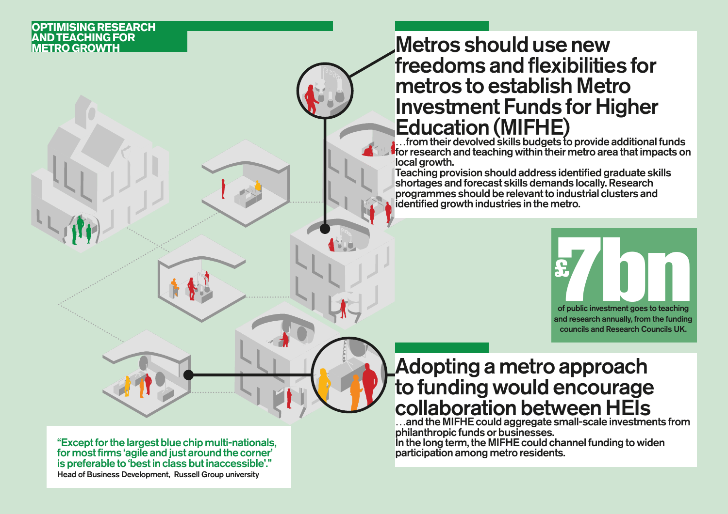OPTIMISING RESEARCH AND TEACHING FOR METRO GROWTH

## Metros should use new freedoms and flexibilities for metros to establish Metro Investment Funds for Higher Education (MIFHE)

…from their devolved skills budgets to provide additional funds for research and teaching within their metro area that impacts on local growth.

Teaching provision should address identified graduate skills shortages and forecast skills demands locally. Research programmes should be relevant to industrial clusters and identified growth industries in the metro.

**£7bn**

of public investment goes to teaching and research annually, from the funding councils and Research Councils UK.

## Adopting a metro approach to funding would encourage collaboration between HEIs

…and the MIFHE could aggregate small-scale investments from philanthropic funds or businesses.

In the long term, the MIFHE could channel funding to widen participation among metro residents.

> "Except for the largest blue chip multi-nationals, for most firms 'agile and just around the corner' is preferable to 'best in class but inaccessible'."
>
> Head of Business Development, Russell Group university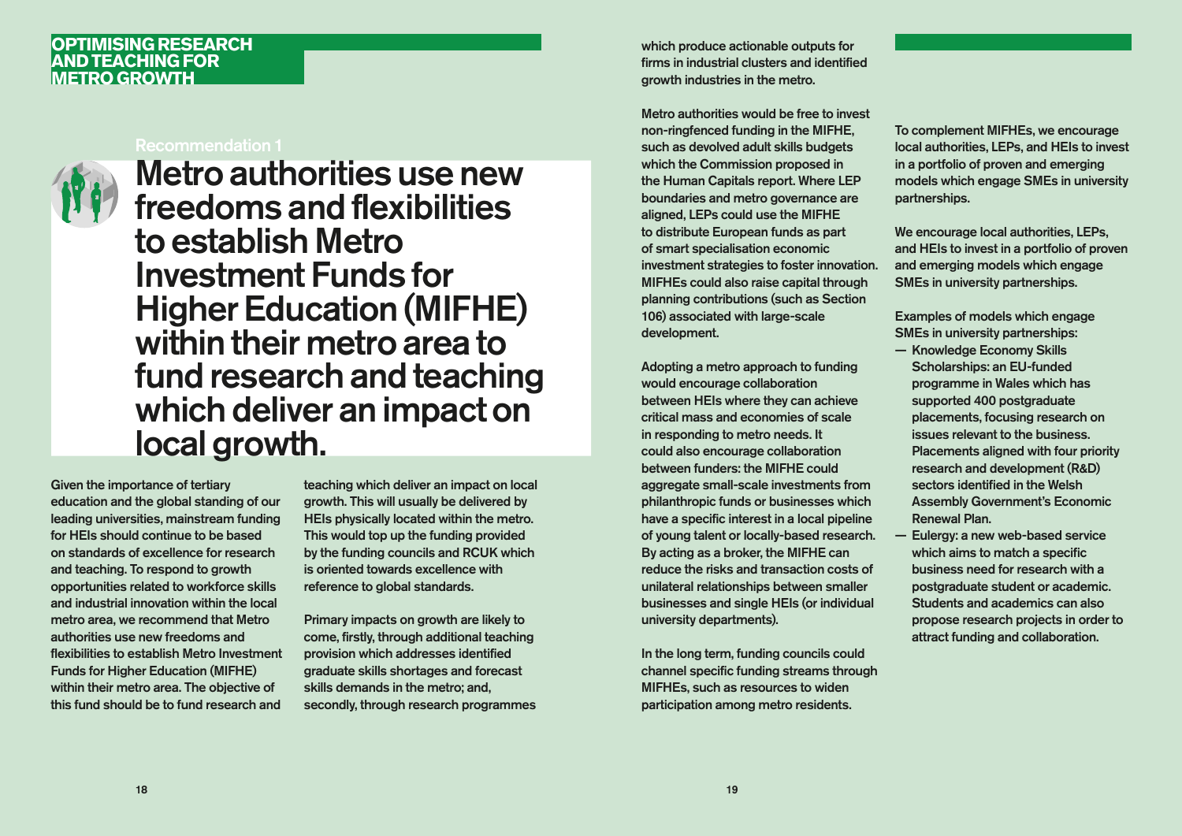## OPTIMISING RESEARCH AND TEACHING FOR METRO GROWTH

Recommendation 1

# Metro authorities use new freedoms and flexibilities to establish Metro Investment Funds for Higher Education (MIFHE) within their metro area to fund research and teaching which deliver an impact on local growth.

Given the importance of tertiary education and the global standing of our leading universities, mainstream funding for HEIs should continue to be based on standards of excellence for research and teaching. To respond to growth opportunities related to workforce skills and industrial innovation within the local metro area, we recommend that Metro authorities use new freedoms and flexibilities to establish Metro Investment Funds for Higher Education (MIFHE) within their metro area. The objective of this fund should be to fund research and teaching which deliver an impact on local growth. This will usually be delivered by HEIs physically located within the metro. This would top up the funding provided by the funding councils and RCUK which is oriented towards excellence with reference to global standards.

Primary impacts on growth are likely to come, firstly, through additional teaching provision which addresses identified graduate skills shortages and forecast skills demands in the metro; and, secondly, through research programmes which produce actionable outputs for firms in industrial clusters and identified growth industries in the metro.

Metro authorities would be free to invest non-ringfenced funding in the MIFHE, such as devolved adult skills budgets which the Commission proposed in the Human Capitals report. Where LEP boundaries and metro governance are aligned, LEPs could use the MIFHE to distribute European funds as part of smart specialisation economic investment strategies to foster innovation. MIFHEs could also raise capital through planning contributions (such as Section 106) associated with large-scale development.

Adopting a metro approach to funding would encourage collaboration between HEIs where they can achieve critical mass and economies of scale in responding to metro needs. It could also encourage collaboration between funders: the MIFHE could aggregate small-scale investments from philanthropic funds or businesses which have a specific interest in a local pipeline of young talent or locally-based research. By acting as a broker, the MIFHE can reduce the risks and transaction costs of unilateral relationships between smaller businesses and single HEIs (or individual university departments).

In the long term, funding councils could channel specific funding streams through MIFHEs, such as resources to widen participation among metro residents.

To complement MIFHEs, we encourage local authorities, LEPs, and HEIs to invest in a portfolio of proven and emerging models which engage SMEs in university partnerships.

We encourage local authorities, LEPs, and HEIs to invest in a portfolio of proven and emerging models which engage SMEs in university partnerships.

Examples of models which engage SMEs in university partnerships:

- Knowledge Economy Skills Scholarships: an EU-funded programme in Wales which has supported 400 postgraduate placements, focusing research on issues relevant to the business. Placements aligned with four priority research and development (R&D) sectors identified in the Welsh Assembly Government's Economic Renewal Plan.
- Eulergy: a new web-based service which aims to match a specific business need for research with a postgraduate student or academic. Students and academics can also propose research projects in order to attract funding and collaboration.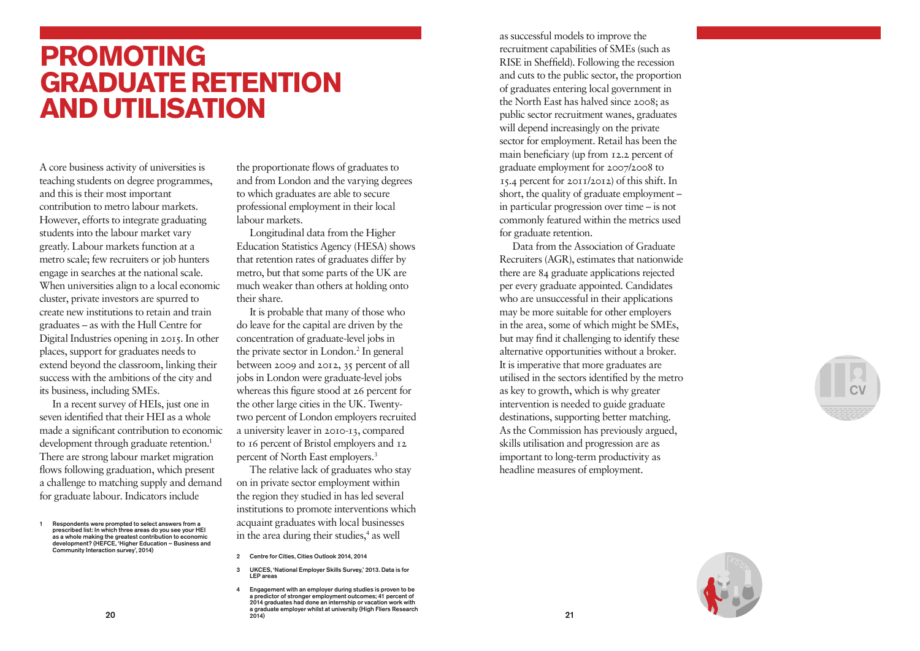# PROMOTING GRADUATE RETENTION AND UTILISATION

A core business activity of universities is teaching students on degree programmes, and this is their most important contribution to metro labour markets. However, efforts to integrate graduating students into the labour market vary greatly. Labour markets function at a metro scale; few recruiters or job hunters engage in searches at the national scale. When universities align to a local economic cluster, private investors are spurred to create new institutions to retain and train graduates – as with the Hull Centre for Digital Industries opening in 2015. In other places, support for graduates needs to extend beyond the classroom, linking their success with the ambitions of the city and its business, including SMEs.

In a recent survey of HEIs, just one in seven identified that their HEI as a whole made a significant contribution to economic development through graduate retention.[1] There are strong labour market migration flows following graduation, which present a challenge to matching supply and demand for graduate labour. Indicators include the proportionate flows of graduates to and from London and the varying degrees to which graduates are able to secure professional employment in their local labour markets.

Longitudinal data from the Higher Education Statistics Agency (HESA) shows that retention rates of graduates differ by metro, but that some parts of the UK are much weaker than others at holding onto their share.

It is probable that many of those who do leave for the capital are driven by the concentration of graduate-level jobs in the private sector in London.[2] In general between 2009 and 2012, 35 percent of all jobs in London were graduate-level jobs whereas this figure stood at 26 percent for the other large cities in the UK. Twenty-two percent of London employers recruited a university leaver in 2010-13, compared to 16 percent of Bristol employers and 12 percent of North East employers.[3]

The relative lack of graduates who stay on in private sector employment within the region they studied in has led several institutions to promote interventions which acquaint graduates with local businesses in the area during their studies,[4] as well as successful models to improve the recruitment capabilities of SMEs (such as RISE in Sheffield). Following the recession and cuts to the public sector, the proportion of graduates entering local government in the North East has halved since 2008; as public sector recruitment wanes, graduates will depend increasingly on the private sector for employment. Retail has been the main beneficiary (up from 12.2 percent of graduate employment for 2007/2008 to 15.4 percent for 2011/2012) of this shift. In short, the quality of graduate employment – in particular progression over time – is not commonly featured within the metrics used for graduate retention.

Data from the Association of Graduate Recruiters (AGR), estimates that nationwide there are 84 graduate applications rejected per every graduate appointed. Candidates who are unsuccessful in their applications may be more suitable for other employers in the area, some of which might be SMEs, but may find it challenging to identify these alternative opportunities without a broker. It is imperative that more graduates are utilised in the sectors identified by the metro as key to growth, which is why greater intervention is needed to guide graduate destinations, supporting better matching. As the Commission has previously argued, skills utilisation and progression are as important to long-term productivity as headline measures of employment.

---

1 Respondents were prompted to select answers from a prescribed list: In which three areas do you see your HEI as a whole making the greatest contribution to economic development? (HEFCE, 'Higher Education – Business and Community Interaction survey', 2014)

2 Centre for Cities, Cities Outlook 2014, 2014

3 UKCES, 'National Employer Skills Survey,' 2013. Data is for LEP areas

4 Engagement with an employer during studies is proven to be a predictor of stronger employment outcomes; 41 percent of 2014 graduates had done an internship or vacation work with a graduate employer whilst at university (High Fliers Research 2014)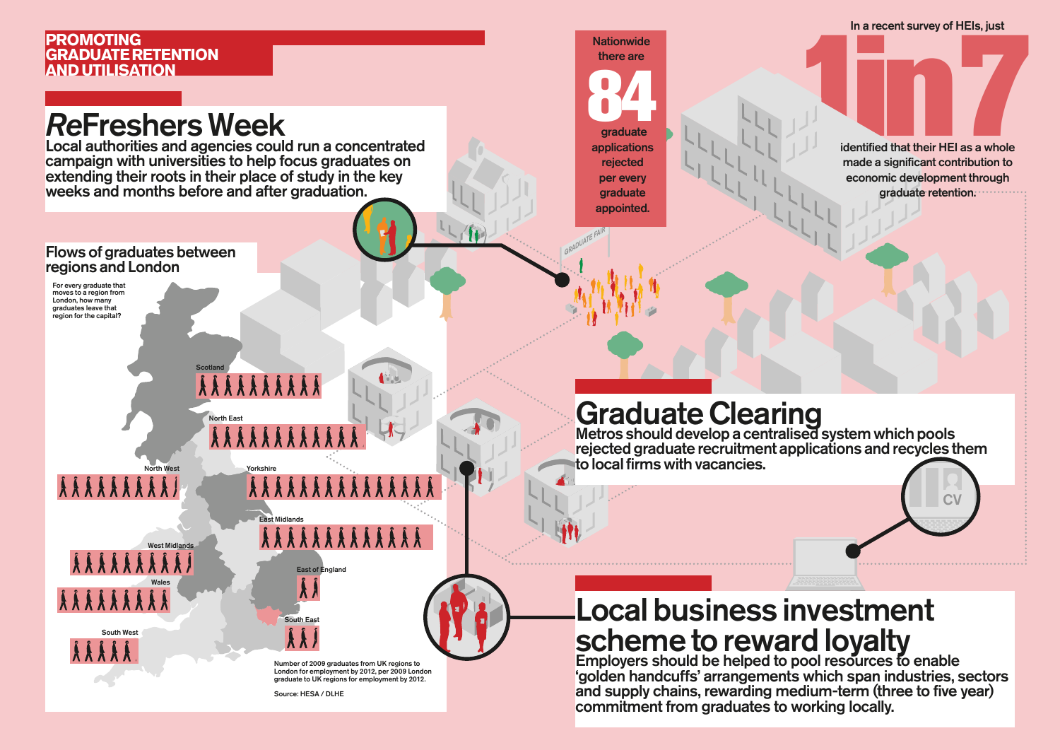# PROMOTING GRADUATE RETENTION AND UTILISATION

## *Re*Freshers Week

Local authorities and agencies could run a concentrated campaign with universities to help focus graduates on extending their roots in their place of study in the key weeks and months before and after graduation.

### Flows of graduates between regions and London

For every graduate that moves to a region from London, how many graduates leave that region for the capital?

Scotland

North East

North West

Yorkshire

East Midlands

West Midlands

East of England

Wales

South East

South West

Number of 2009 graduates from UK regions to London for employment by 2012, per 2009 London graduate to UK regions for employment by 2012.

Source: HESA / DLHE

Nationwide there are

**84**

graduate applications rejected per every graduate appointed.

In a recent survey of HEIs, just

**1 in 7**

identified that their HEI as a whole made a significant contribution to economic development through graduate retention.

GRADUATE FAIR

## Graduate Clearing

Metros should develop a centralised system which pools rejected graduate recruitment applications and recycles them to local firms with vacancies.

CV

## Local business investment scheme to reward loyalty

Employers should be helped to pool resources to enable 'golden handcuffs' arrangements which span industries, sectors and supply chains, rewarding medium-term (three to five year) commitment from graduates to working locally.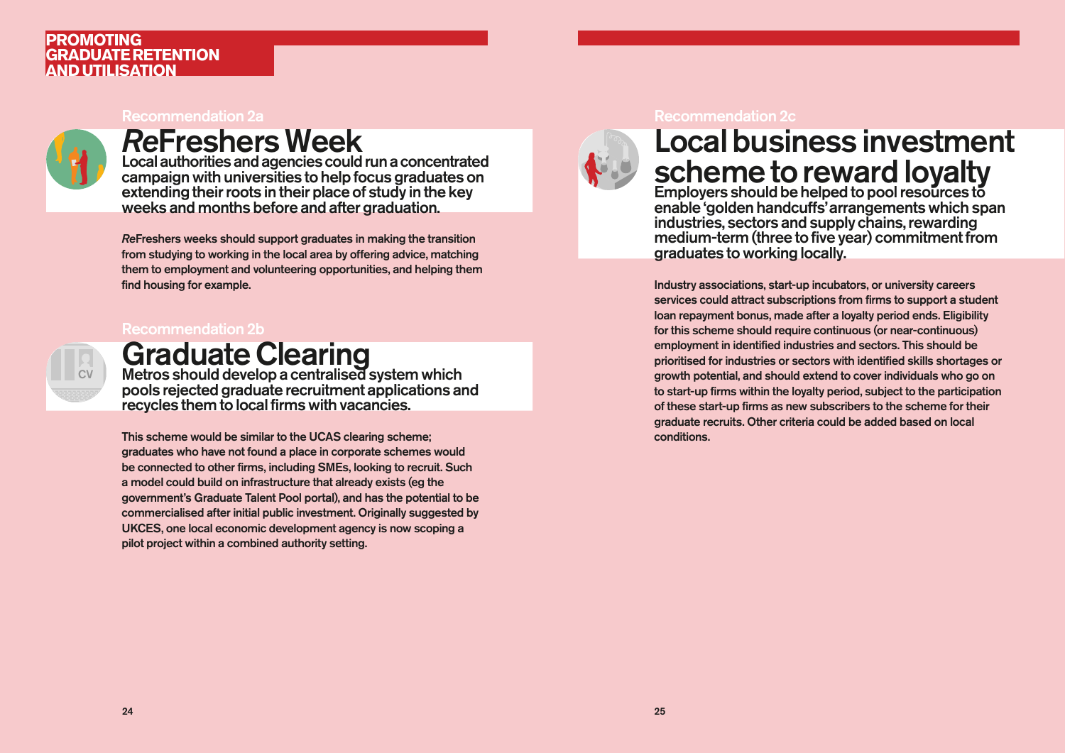# PROMOTING GRADUATE RETENTION AND UTILISATION

Recommendation 2a

## *Re*Freshers Week

**Local authorities and agencies could run a concentrated campaign with universities to help focus graduates on extending their roots in their place of study in the key weeks and months before and after graduation.**

*Re*Freshers weeks should support graduates in making the transition from studying to working in the local area by offering advice, matching them to employment and volunteering opportunities, and helping them find housing for example.

Recommendation 2b

## Graduate Clearing

**Metros should develop a centralised system which pools rejected graduate recruitment applications and recycles them to local firms with vacancies.**

This scheme would be similar to the UCAS clearing scheme; graduates who have not found a place in corporate schemes would be connected to other firms, including SMEs, looking to recruit. Such a model could build on infrastructure that already exists (eg the government's Graduate Talent Pool portal), and has the potential to be commercialised after initial public investment. Originally suggested by UKCES, one local economic development agency is now scoping a pilot project within a combined authority setting.

Recommendation 2c

## Local business investment scheme to reward loyalty

**Employers should be helped to pool resources to enable 'golden handcuffs' arrangements which span industries, sectors and supply chains, rewarding medium-term (three to five year) commitment from graduates to working locally.**

Industry associations, start-up incubators, or university careers services could attract subscriptions from firms to support a student loan repayment bonus, made after a loyalty period ends. Eligibility for this scheme should require continuous (or near-continuous) employment in identified industries and sectors. This should be prioritised for industries or sectors with identified skills shortages or growth potential, and should extend to cover individuals who go on to start-up firms within the loyalty period, subject to the participation of these start-up firms as new subscribers to the scheme for their graduate recruits. Other criteria could be added based on local conditions.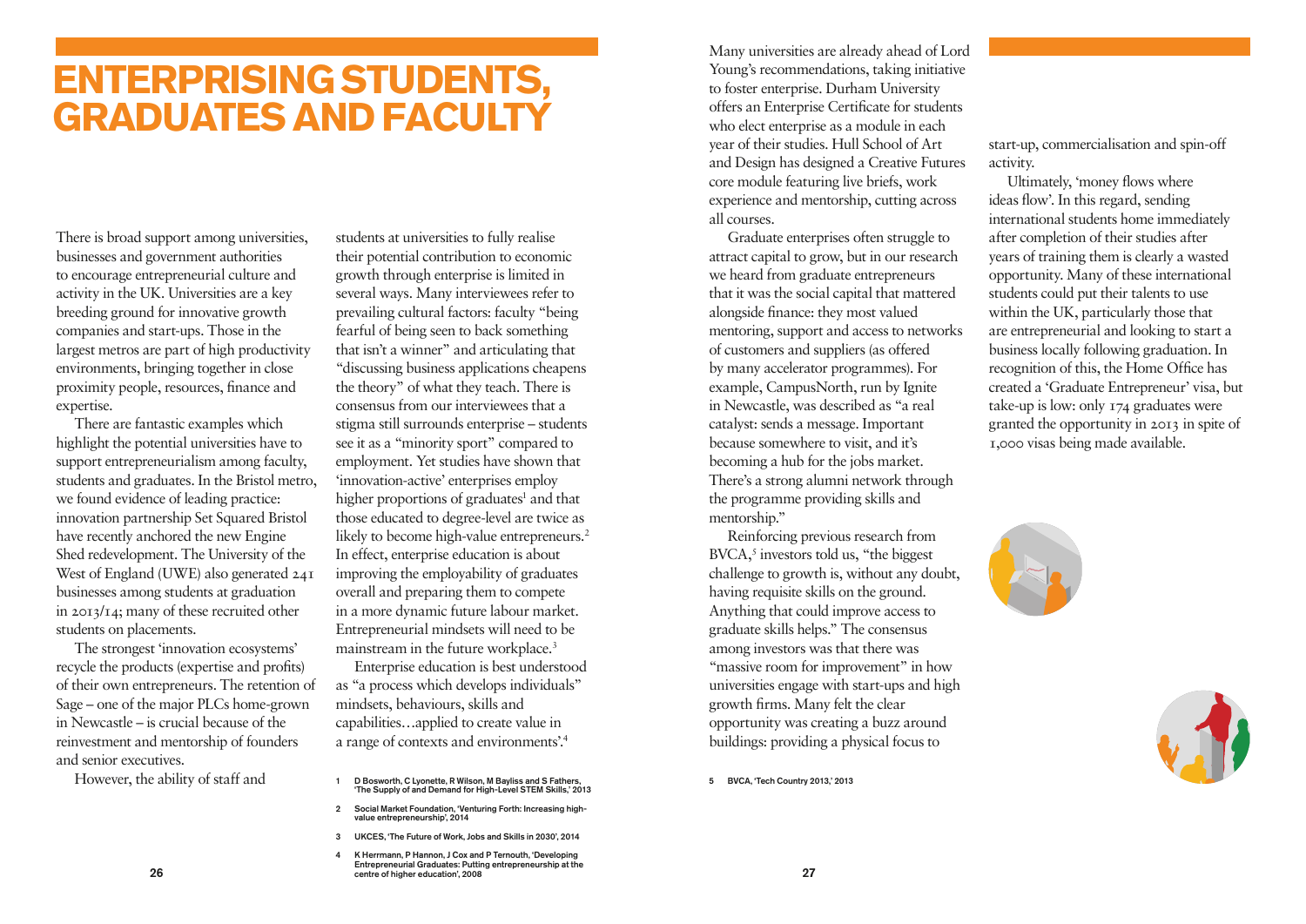# ENTERPRISING STUDENTS, GRADUATES AND FACULTY

There is broad support among universities, businesses and government authorities to encourage entrepreneurial culture and activity in the UK. Universities are a key breeding ground for innovative growth companies and start-ups. Those in the largest metros are part of high productivity environments, bringing together in close proximity people, resources, finance and expertise.

There are fantastic examples which highlight the potential universities have to support entrepreneurialism among faculty, students and graduates. In the Bristol metro, we found evidence of leading practice: innovation partnership Set Squared Bristol have recently anchored the new Engine Shed redevelopment. The University of the West of England (UWE) also generated 241 businesses among students at graduation in 2013/14; many of these recruited other students on placements.

The strongest 'innovation ecosystems' recycle the products (expertise and profits) of their own entrepreneurs. The retention of Sage – one of the major PLCs home-grown in Newcastle – is crucial because of the reinvestment and mentorship of founders and senior executives.

However, the ability of staff and students at universities to fully realise their potential contribution to economic growth through enterprise is limited in several ways. Many interviewees refer to prevailing cultural factors: faculty "being fearful of being seen to back something that isn't a winner" and articulating that "discussing business applications cheapens the theory" of what they teach. There is consensus from our interviewees that a stigma still surrounds enterprise – students see it as a "minority sport" compared to employment. Yet studies have shown that 'innovation-active' enterprises employ higher proportions of graduates[1] and that those educated to degree-level are twice as likely to become high-value entrepreneurs.[2] In effect, enterprise education is about improving the employability of graduates overall and preparing them to compete in a more dynamic future labour market. Entrepreneurial mindsets will need to be mainstream in the future workplace.[3]

Enterprise education is best understood as "a process which develops individuals' mindsets, behaviours, skills and capabilities…applied to create value in a range of contexts and environments'.[4]

1 D Bosworth, C Lyonette, R Wilson, M Bayliss and S Fathers, 'The Supply of and Demand for High-Level STEM Skills,' 2013

2 Social Market Foundation, 'Venturing Forth: Increasing high-value entrepreneurship', 2014

3 UKCES, 'The Future of Work, Jobs and Skills in 2030', 2014

4 K Herrmann, P Hannon, J Cox and P Ternouth, 'Developing Entrepreneurial Graduates: Putting entrepreneurship at the centre of higher education', 2008

Many universities are already ahead of Lord Young's recommendations, taking initiative to foster enterprise. Durham University offers an Enterprise Certificate for students who elect enterprise as a module in each year of their studies. Hull School of Art and Design has designed a Creative Futures core module featuring live briefs, work experience and mentorship, cutting across all courses.

Graduate enterprises often struggle to attract capital to grow, but in our research we heard from graduate entrepreneurs that it was the social capital that mattered alongside finance: they most valued mentoring, support and access to networks of customers and suppliers (as offered by many accelerator programmes). For example, CampusNorth, run by Ignite in Newcastle, was described as "a real catalyst: sends a message. Important because somewhere to visit, and it's becoming a hub for the jobs market. There's a strong alumni network through the programme providing skills and mentorship."

Reinforcing previous research from BVCA,[5] investors told us, "the biggest challenge to growth is, without any doubt, having requisite skills on the ground. Anything that could improve access to graduate skills helps." The consensus among investors was that there was "massive room for improvement" in how universities engage with start-ups and high growth firms. Many felt the clear opportunity was creating a buzz around buildings: providing a physical focus to start-up, commercialisation and spin-off activity.

Ultimately, 'money flows where ideas flow'. In this regard, sending international students home immediately after completion of their studies after years of training them is clearly a wasted opportunity. Many of these international students could put their talents to use within the UK, particularly those that are entrepreneurial and looking to start a business locally following graduation. In recognition of this, the Home Office has created a 'Graduate Entrepreneur' visa, but take-up is low: only 174 graduates were granted the opportunity in 2013 in spite of 1,000 visas being made available.

5 BVCA, 'Tech Country 2013,' 2013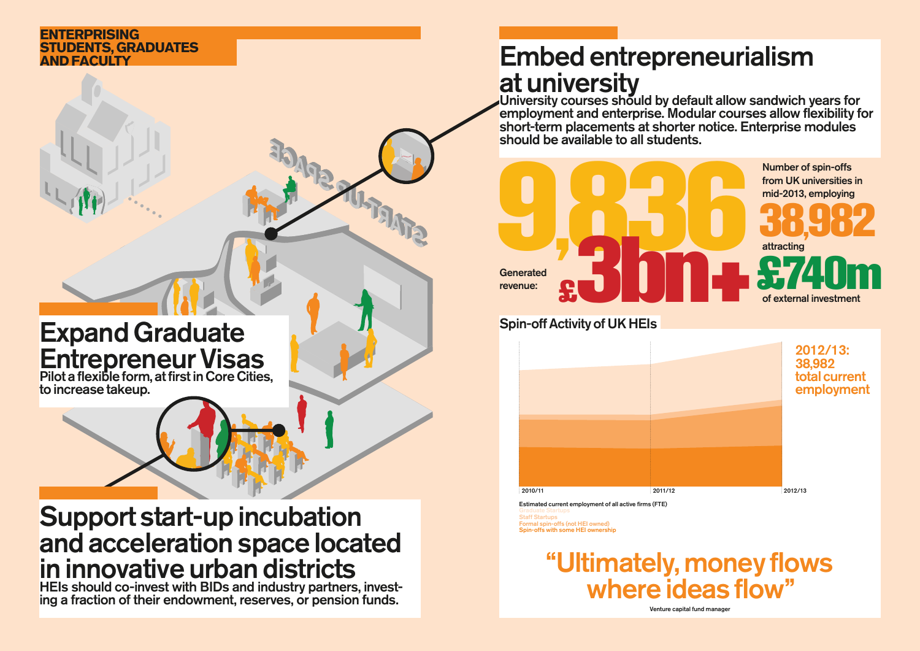## ENTERPRISING STUDENTS, GRADUATES AND FACULTY

START-UP SPACE

## Embed entrepreneurialism at university

University courses should by default allow sandwich years for employment and enterprise. Modular courses allow flexibility for short-term placements at shorter notice. Enterprise modules should be available to all students.

**9,836**

Number of spin-offs from UK universities in mid-2013, employing

**38,982**

attracting

**£740m**

of external investment

Generated revenue: **£3bn+**

## Expand Graduate Entrepreneur Visas

Pilot a flexible form, at first in Core Cities, to increase takeup.

### Spin-off Activity of UK HEIs

2012/13: 38,982 total current employment

2010/11 — 2011/12 — 2012/13

Estimated current employment of all active firms (FTE)

- Graduate Startups
- Staff Startups
- Formal spin-offs (not HEI owned)
- Spin-offs with some HEI ownership

## Support start-up incubation and acceleration space located in innovative urban districts

HEIs should co-invest with BIDs and industry partners, investing a fraction of their endowment, reserves, or pension funds.

> "Ultimately, money flows where ideas flow"
>
> Venture capital fund manager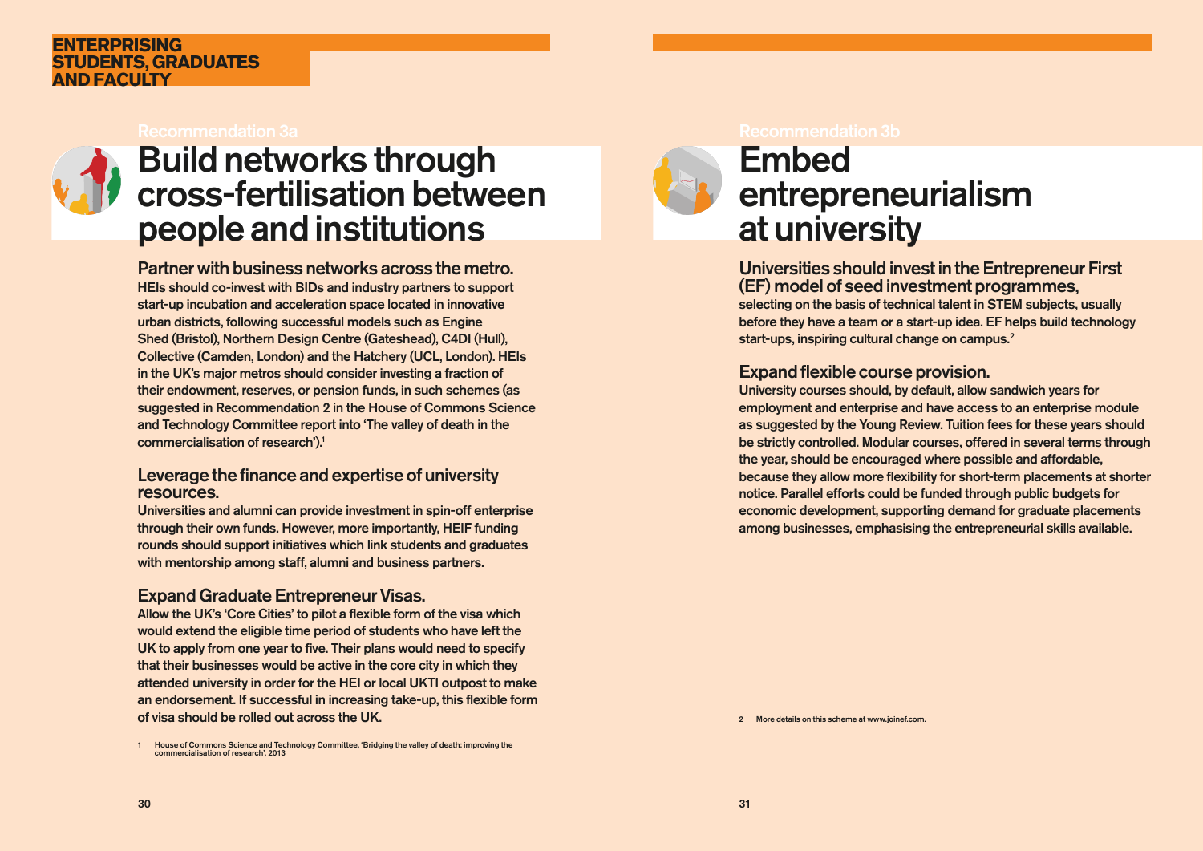ENTERPRISING STUDENTS, GRADUATES AND FACULTY

Recommendation 3a

# Build networks through cross-fertilisation between people and institutions

## Partner with business networks across the metro.

HEIs should co-invest with BIDs and industry partners to support start-up incubation and acceleration space located in innovative urban districts, following successful models such as Engine Shed (Bristol), Northern Design Centre (Gateshead), C4DI (Hull), Collective (Camden, London) and the Hatchery (UCL, London). HEIs in the UK's major metros should consider investing a fraction of their endowment, reserves, or pension funds, in such schemes (as suggested in Recommendation 2 in the House of Commons Science and Technology Committee report into 'The valley of death in the commercialisation of research').[1]

## Leverage the finance and expertise of university resources.

Universities and alumni can provide investment in spin-off enterprise through their own funds. However, more importantly, HEIF funding rounds should support initiatives which link students and graduates with mentorship among staff, alumni and business partners.

## Expand Graduate Entrepreneur Visas.

Allow the UK's 'Core Cities' to pilot a flexible form of the visa which would extend the eligible time period of students who have left the UK to apply from one year to five. Their plans would need to specify that their businesses would be active in the core city in which they attended university in order for the HEI or local UKTI outpost to make an endorsement. If successful in increasing take-up, this flexible form of visa should be rolled out across the UK.

1 House of Commons Science and Technology Committee, 'Bridging the valley of death: improving the commercialisation of research', 2013

Recommendation 3b

# Embed entrepreneurialism at university

## Universities should invest in the Entrepreneur First (EF) model of seed investment programmes,

selecting on the basis of technical talent in STEM subjects, usually before they have a team or a start-up idea. EF helps build technology start-ups, inspiring cultural change on campus.[2]

## Expand flexible course provision.

University courses should, by default, allow sandwich years for employment and enterprise and have access to an enterprise module as suggested by the Young Review. Tuition fees for these years should be strictly controlled. Modular courses, offered in several terms through the year, should be encouraged where possible and affordable, because they allow more flexibility for short-term placements at shorter notice. Parallel efforts could be funded through public budgets for economic development, supporting demand for graduate placements among businesses, emphasising the entrepreneurial skills available.

2 More details on this scheme at www.joinef.com.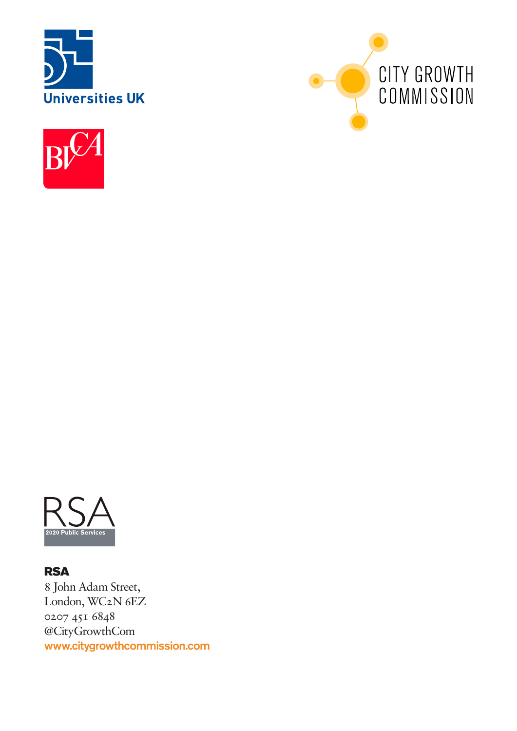Universities UK

CITY GROWTH COMMISSION

BVCA

RSA

2020 Public Services

**RSA**

8 John Adam Street,
London, WC2N 6EZ
0207 451 6848
@CityGrowthCom
www.citygrowthcommission.com